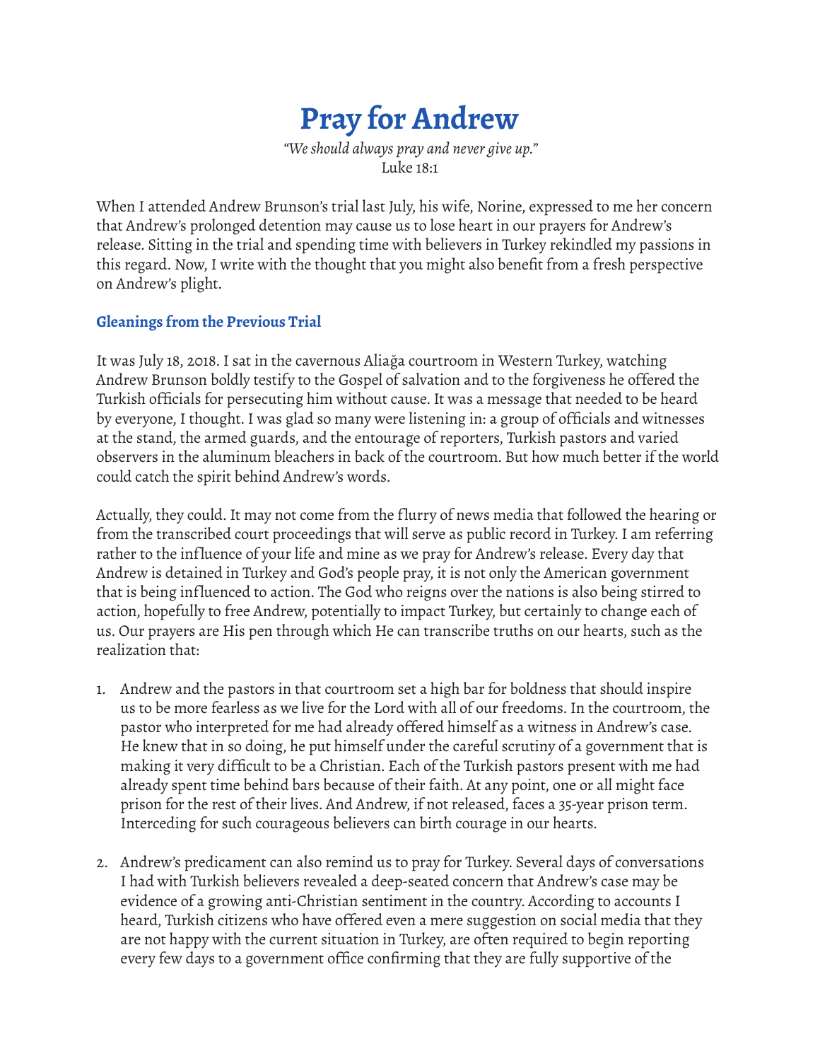# Pray for Andrew

*"We should always pray and never give up."*
Luke 18:1

When I attended Andrew Brunson's trial last July, his wife, Norine, expressed to me her concern that Andrew's prolonged detention may cause us to lose heart in our prayers for Andrew's release. Sitting in the trial and spending time with believers in Turkey rekindled my passions in this regard. Now, I write with the thought that you might also benefit from a fresh perspective on Andrew's plight.

## Gleanings from the Previous Trial

It was July 18, 2018. I sat in the cavernous Aliağa courtroom in Western Turkey, watching Andrew Brunson boldly testify to the Gospel of salvation and to the forgiveness he offered the Turkish officials for persecuting him without cause. It was a message that needed to be heard by everyone, I thought. I was glad so many were listening in: a group of officials and witnesses at the stand, the armed guards, and the entourage of reporters, Turkish pastors and varied observers in the aluminum bleachers in back of the courtroom. But how much better if the world could catch the spirit behind Andrew's words.

Actually, they could. It may not come from the flurry of news media that followed the hearing or from the transcribed court proceedings that will serve as public record in Turkey. I am referring rather to the influence of your life and mine as we pray for Andrew's release. Every day that Andrew is detained in Turkey and God's people pray, it is not only the American government that is being influenced to action. The God who reigns over the nations is also being stirred to action, hopefully to free Andrew, potentially to impact Turkey, but certainly to change each of us. Our prayers are His pen through which He can transcribe truths on our hearts, such as the realization that:

1. Andrew and the pastors in that courtroom set a high bar for boldness that should inspire us to be more fearless as we live for the Lord with all of our freedoms. In the courtroom, the pastor who interpreted for me had already offered himself as a witness in Andrew's case. He knew that in so doing, he put himself under the careful scrutiny of a government that is making it very difficult to be a Christian. Each of the Turkish pastors present with me had already spent time behind bars because of their faith. At any point, one or all might face prison for the rest of their lives. And Andrew, if not released, faces a 35-year prison term. Interceding for such courageous believers can birth courage in our hearts.

2. Andrew's predicament can also remind us to pray for Turkey. Several days of conversations I had with Turkish believers revealed a deep-seated concern that Andrew's case may be evidence of a growing anti-Christian sentiment in the country. According to accounts I heard, Turkish citizens who have offered even a mere suggestion on social media that they are not happy with the current situation in Turkey, are often required to begin reporting every few days to a government office confirming that they are fully supportive of the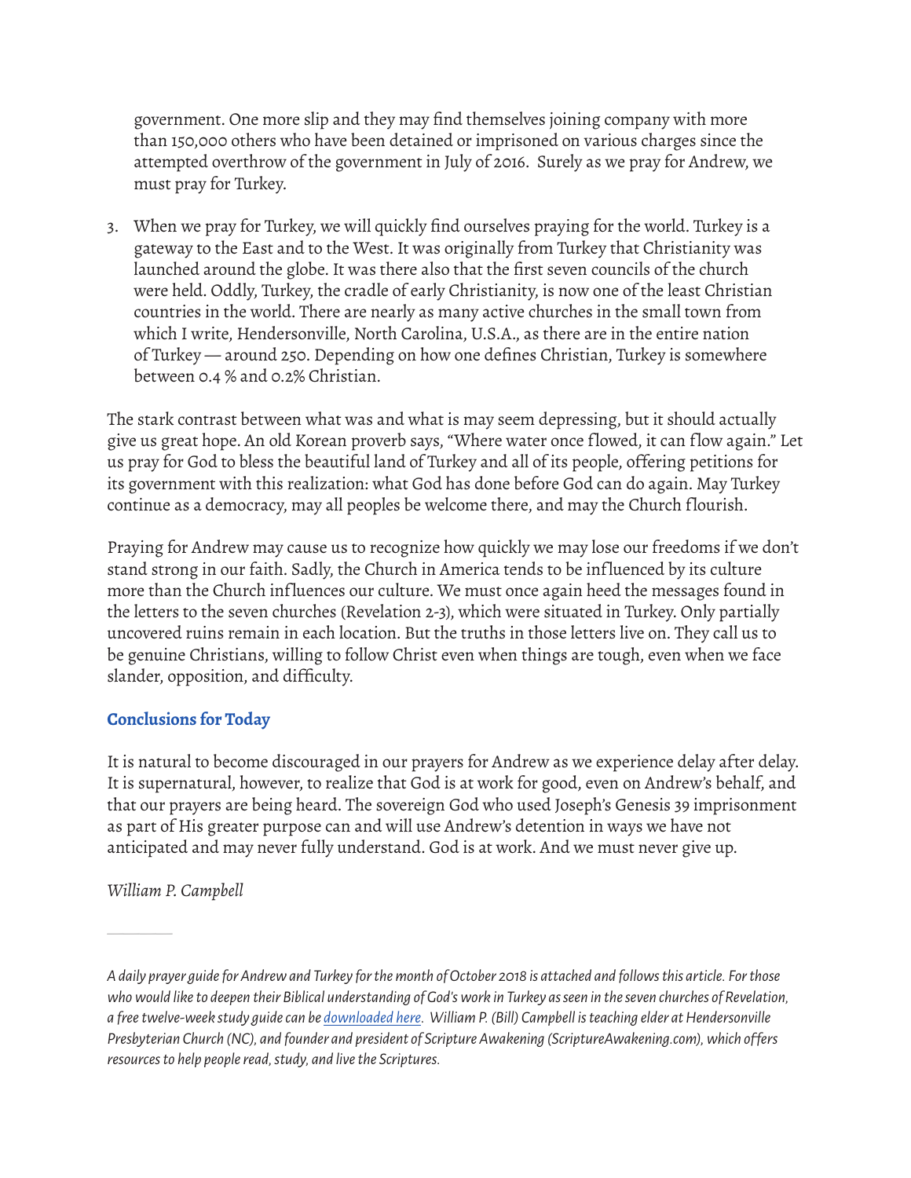government. One more slip and they may find themselves joining company with more than 150,000 others who have been detained or imprisoned on various charges since the attempted overthrow of the government in July of 2016. Surely as we pray for Andrew, we must pray for Turkey.

3. When we pray for Turkey, we will quickly find ourselves praying for the world. Turkey is a gateway to the East and to the West. It was originally from Turkey that Christianity was launched around the globe. It was there also that the first seven councils of the church were held. Oddly, Turkey, the cradle of early Christianity, is now one of the least Christian countries in the world. There are nearly as many active churches in the small town from which I write, Hendersonville, North Carolina, U.S.A., as there are in the entire nation of Turkey — around 250. Depending on how one defines Christian, Turkey is somewhere between 0.4 % and 0.2% Christian.

The stark contrast between what was and what is may seem depressing, but it should actually give us great hope. An old Korean proverb says, "Where water once flowed, it can flow again." Let us pray for God to bless the beautiful land of Turkey and all of its people, offering petitions for its government with this realization: what God has done before God can do again. May Turkey continue as a democracy, may all peoples be welcome there, and may the Church flourish.

Praying for Andrew may cause us to recognize how quickly we may lose our freedoms if we don't stand strong in our faith. Sadly, the Church in America tends to be influenced by its culture more than the Church influences our culture. We must once again heed the messages found in the letters to the seven churches (Revelation 2-3), which were situated in Turkey. Only partially uncovered ruins remain in each location. But the truths in those letters live on. They call us to be genuine Christians, willing to follow Christ even when things are tough, even when we face slander, opposition, and difficulty.

### Conclusions for Today

It is natural to become discouraged in our prayers for Andrew as we experience delay after delay. It is supernatural, however, to realize that God is at work for good, even on Andrew's behalf, and that our prayers are being heard. The sovereign God who used Joseph's Genesis 39 imprisonment as part of His greater purpose can and will use Andrew's detention in ways we have not anticipated and may never fully understand. God is at work. And we must never give up.

*William P. Campbell*

---

*A daily prayer guide for Andrew and Turkey for the month of October 2018 is attached and follows this article. For those who would like to deepen their Biblical understanding of God's work in Turkey as seen in the seven churches of Revelation, a free twelve-week study guide can be [downloaded here](). William P. (Bill) Campbell is teaching elder at Hendersonville Presbyterian Church (NC), and founder and president of Scripture Awakening (ScriptureAwakening.com), which offers resources to help people read, study, and live the Scriptures.*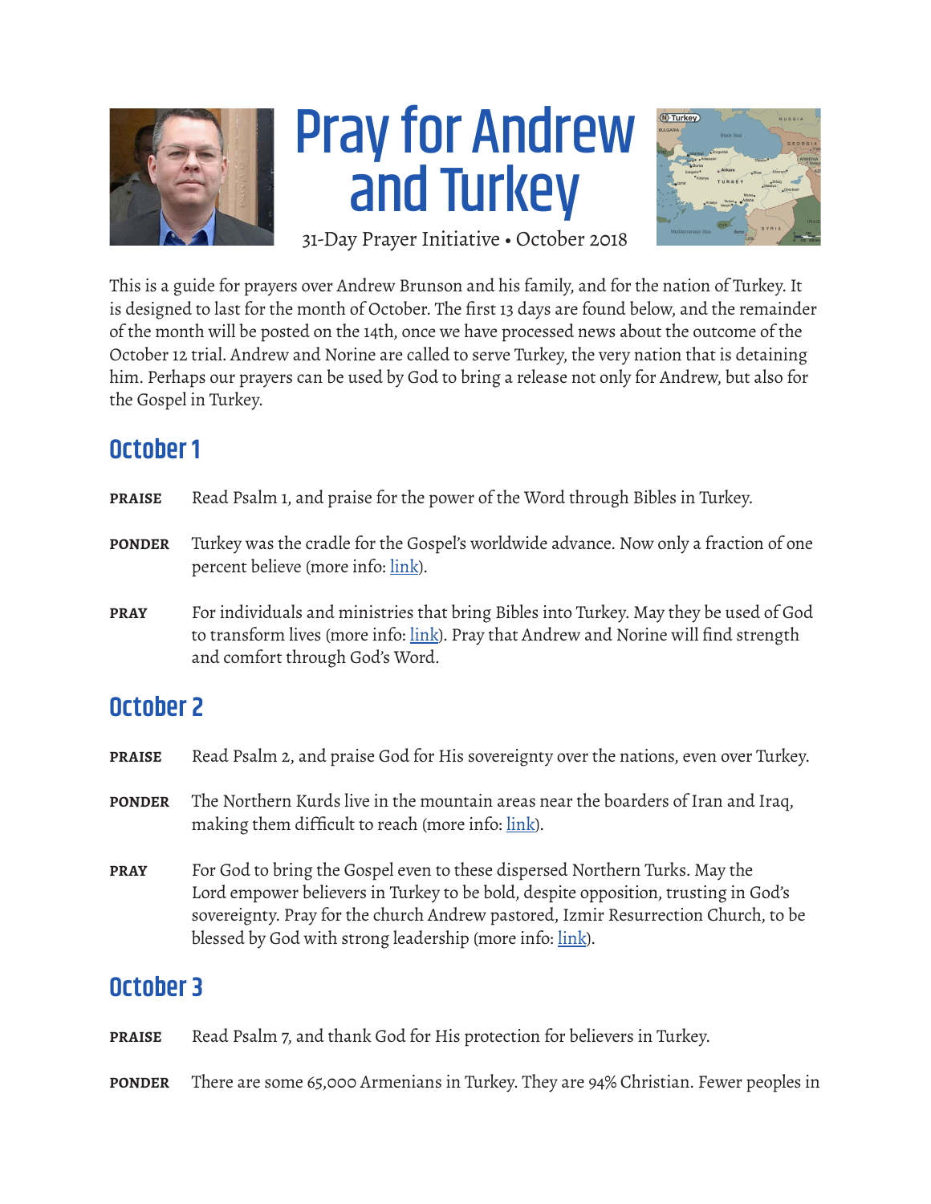# Pray for Andrew and Turkey

31-Day Prayer Initiative • October 2018

This is a guide for prayers over Andrew Brunson and his family, and for the nation of Turkey. It is designed to last for the month of October. The first 13 days are found below, and the remainder of the month will be posted on the 14th, once we have processed news about the outcome of the October 12 trial. Andrew and Norine are called to serve Turkey, the very nation that is detaining him. Perhaps our prayers can be used by God to bring a release not only for Andrew, but also for the Gospel in Turkey.

## October 1

**PRAISE** Read Psalm 1, and praise for the power of the Word through Bibles in Turkey.

**PONDER** Turkey was the cradle for the Gospel's worldwide advance. Now only a fraction of one percent believe (more info: link).

**PRAY** For individuals and ministries that bring Bibles into Turkey. May they be used of God to transform lives (more info: link). Pray that Andrew and Norine will find strength and comfort through God's Word.

## October 2

**PRAISE** Read Psalm 2, and praise God for His sovereignty over the nations, even over Turkey.

**PONDER** The Northern Kurds live in the mountain areas near the boarders of Iran and Iraq, making them difficult to reach (more info: link).

**PRAY** For God to bring the Gospel even to these dispersed Northern Turks. May the Lord empower believers in Turkey to be bold, despite opposition, trusting in God's sovereignty. Pray for the church Andrew pastored, Izmir Resurrection Church, to be blessed by God with strong leadership (more info: link).

## October 3

**PRAISE** Read Psalm 7, and thank God for His protection for believers in Turkey.

**PONDER** There are some 65,000 Armenians in Turkey. They are 94% Christian. Fewer peoples in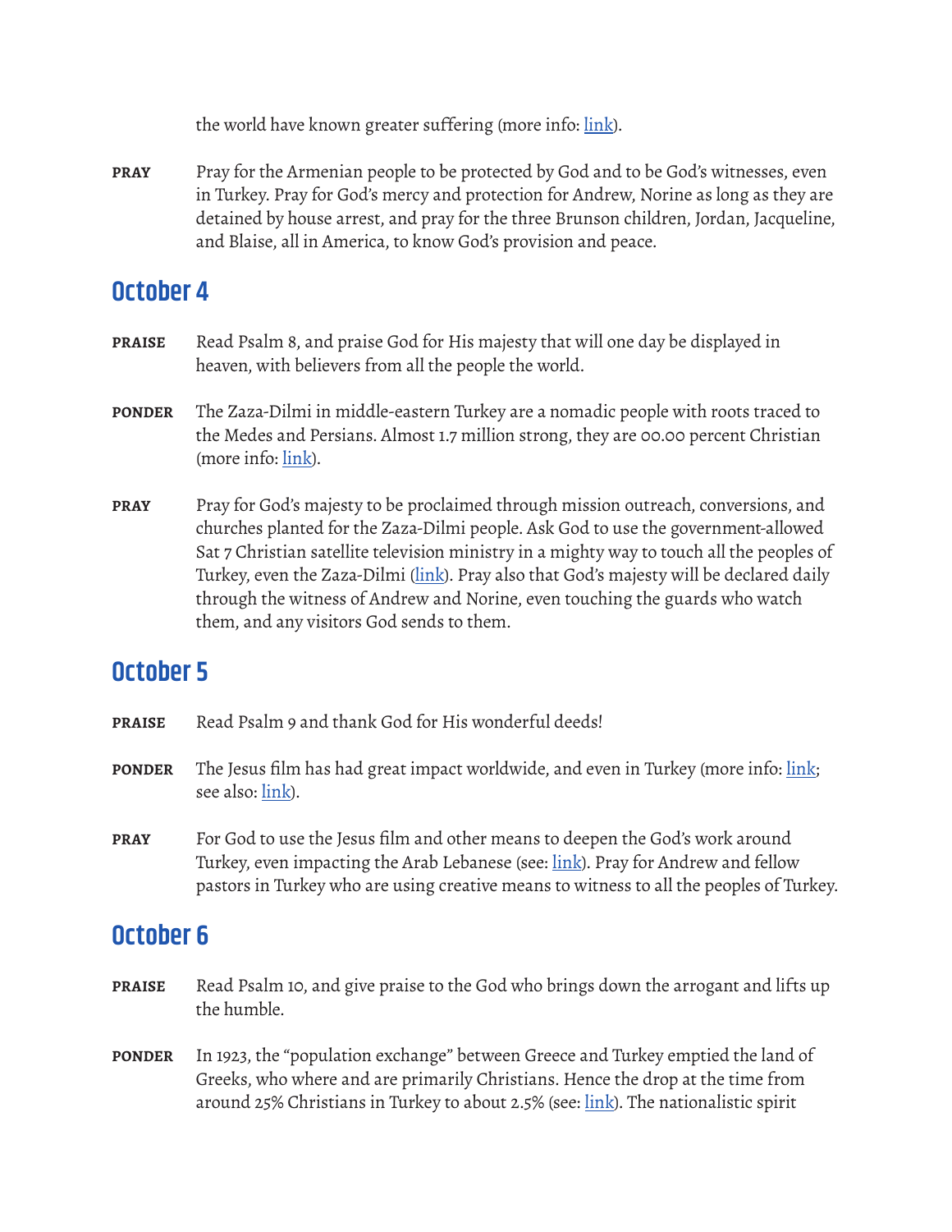the world have known greater suffering (more info: link).

**PRAY** Pray for the Armenian people to be protected by God and to be God's witnesses, even in Turkey. Pray for God's mercy and protection for Andrew, Norine as long as they are detained by house arrest, and pray for the three Brunson children, Jordan, Jacqueline, and Blaise, all in America, to know God's provision and peace.

## October 4

**PRAISE** Read Psalm 8, and praise God for His majesty that will one day be displayed in heaven, with believers from all the people the world.

**PONDER** The Zaza-Dilmi in middle-eastern Turkey are a nomadic people with roots traced to the Medes and Persians. Almost 1.7 million strong, they are 00.00 percent Christian (more info: link).

**PRAY** Pray for God's majesty to be proclaimed through mission outreach, conversions, and churches planted for the Zaza-Dilmi people. Ask God to use the government-allowed Sat 7 Christian satellite television ministry in a mighty way to touch all the peoples of Turkey, even the Zaza-Dilmi (link). Pray also that God's majesty will be declared daily through the witness of Andrew and Norine, even touching the guards who watch them, and any visitors God sends to them.

## October 5

**PRAISE** Read Psalm 9 and thank God for His wonderful deeds!

**PONDER** The Jesus film has had great impact worldwide, and even in Turkey (more info: link; see also: link).

**PRAY** For God to use the Jesus film and other means to deepen the God's work around Turkey, even impacting the Arab Lebanese (see: link). Pray for Andrew and fellow pastors in Turkey who are using creative means to witness to all the peoples of Turkey.

## October 6

**PRAISE** Read Psalm 10, and give praise to the God who brings down the arrogant and lifts up the humble.

**PONDER** In 1923, the "population exchange" between Greece and Turkey emptied the land of Greeks, who where and are primarily Christians. Hence the drop at the time from around 25% Christians in Turkey to about 2.5% (see: link). The nationalistic spirit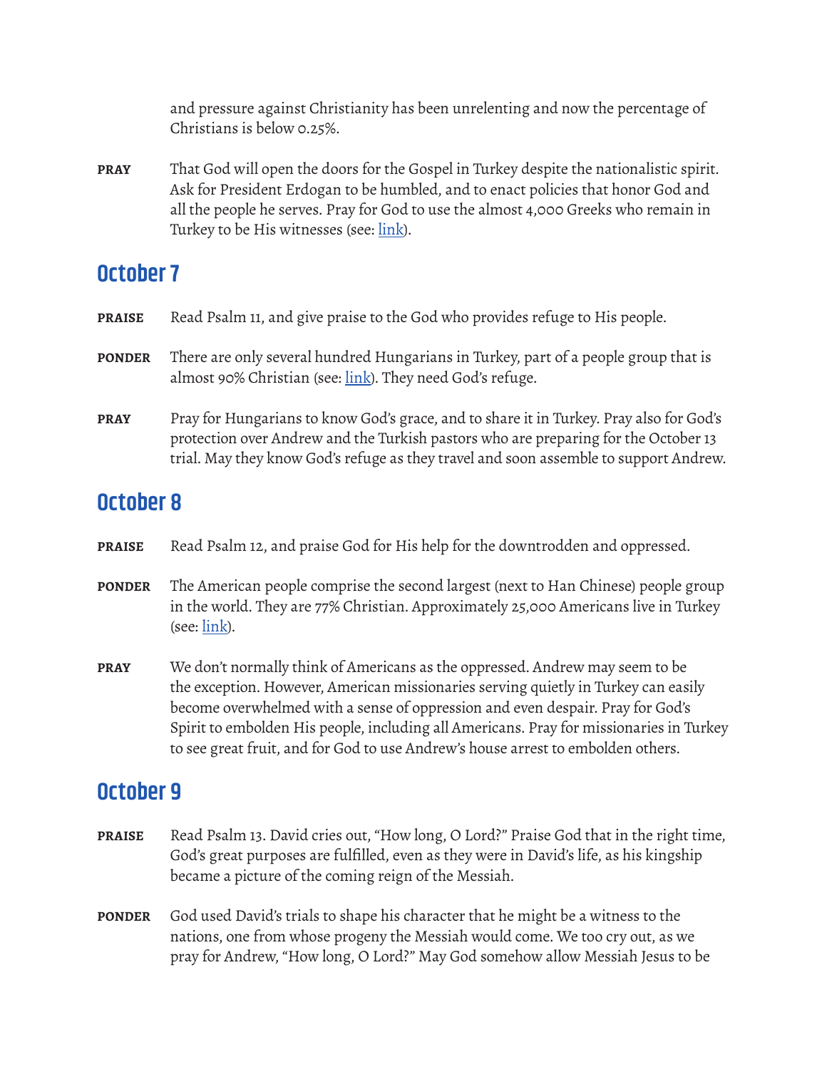and pressure against Christianity has been unrelenting and now the percentage of Christians is below 0.25%.

**PRAY** That God will open the doors for the Gospel in Turkey despite the nationalistic spirit. Ask for President Erdogan to be humbled, and to enact policies that honor God and all the people he serves. Pray for God to use the almost 4,000 Greeks who remain in Turkey to be His witnesses (see: link).

## October 7

**PRAISE** Read Psalm 11, and give praise to the God who provides refuge to His people.

**PONDER** There are only several hundred Hungarians in Turkey, part of a people group that is almost 90% Christian (see: link). They need God's refuge.

**PRAY** Pray for Hungarians to know God's grace, and to share it in Turkey. Pray also for God's protection over Andrew and the Turkish pastors who are preparing for the October 13 trial. May they know God's refuge as they travel and soon assemble to support Andrew.

## October 8

**PRAISE** Read Psalm 12, and praise God for His help for the downtrodden and oppressed.

**PONDER** The American people comprise the second largest (next to Han Chinese) people group in the world. They are 77% Christian. Approximately 25,000 Americans live in Turkey (see: link).

**PRAY** We don't normally think of Americans as the oppressed. Andrew may seem to be the exception. However, American missionaries serving quietly in Turkey can easily become overwhelmed with a sense of oppression and even despair. Pray for God's Spirit to embolden His people, including all Americans. Pray for missionaries in Turkey to see great fruit, and for God to use Andrew's house arrest to embolden others.

## October 9

**PRAISE** Read Psalm 13. David cries out, "How long, O Lord?" Praise God that in the right time, God's great purposes are fulfilled, even as they were in David's life, as his kingship became a picture of the coming reign of the Messiah.

**PONDER** God used David's trials to shape his character that he might be a witness to the nations, one from whose progeny the Messiah would come. We too cry out, as we pray for Andrew, "How long, O Lord?" May God somehow allow Messiah Jesus to be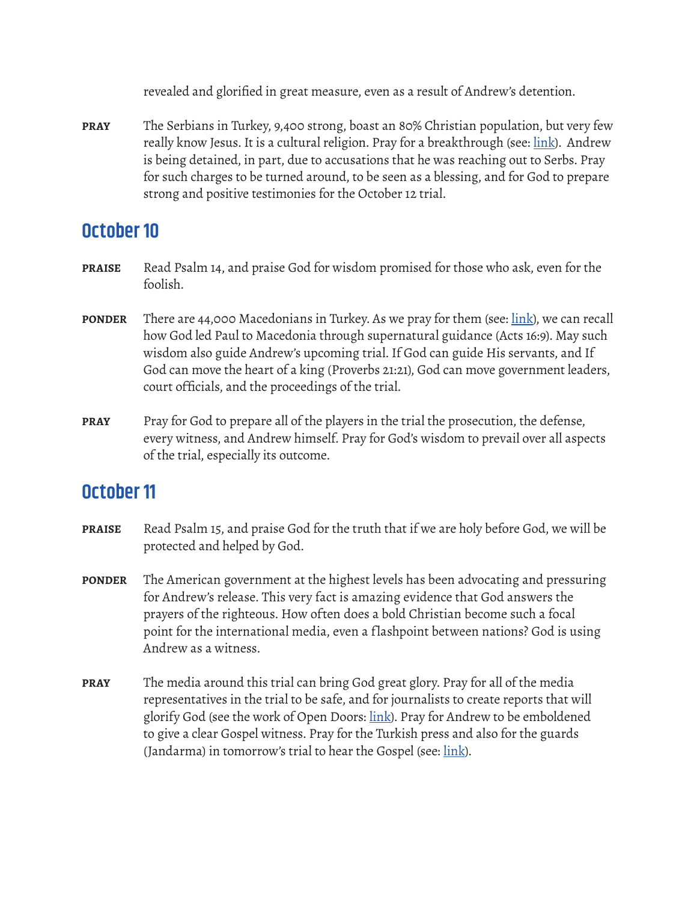revealed and glorified in great measure, even as a result of Andrew's detention.

**PRAY** The Serbians in Turkey, 9,400 strong, boast an 80% Christian population, but very few really know Jesus. It is a cultural religion. Pray for a breakthrough (see: [link]()).  Andrew is being detained, in part, due to accusations that he was reaching out to Serbs. Pray for such charges to be turned around, to be seen as a blessing, and for God to prepare strong and positive testimonies for the October 12 trial.

## October 10

**PRAISE** Read Psalm 14, and praise God for wisdom promised for those who ask, even for the foolish.

**PONDER** There are 44,000 Macedonians in Turkey. As we pray for them (see: [link]()), we can recall how God led Paul to Macedonia through supernatural guidance (Acts 16:9). May such wisdom also guide Andrew's upcoming trial. If God can guide His servants, and If God can move the heart of a king (Proverbs 21:21), God can move government leaders, court officials, and the proceedings of the trial.

**PRAY** Pray for God to prepare all of the players in the trial the prosecution, the defense, every witness, and Andrew himself. Pray for God's wisdom to prevail over all aspects of the trial, especially its outcome.

## October 11

**PRAISE** Read Psalm 15, and praise God for the truth that if we are holy before God, we will be protected and helped by God.

**PONDER** The American government at the highest levels has been advocating and pressuring for Andrew's release. This very fact is amazing evidence that God answers the prayers of the righteous. How often does a bold Christian become such a focal point for the international media, even a flashpoint between nations? God is using Andrew as a witness.

**PRAY** The media around this trial can bring God great glory. Pray for all of the media representatives in the trial to be safe, and for journalists to create reports that will glorify God (see the work of Open Doors: [link]()). Pray for Andrew to be emboldened to give a clear Gospel witness. Pray for the Turkish press and also for the guards (Jandarma) in tomorrow's trial to hear the Gospel (see: [link]()).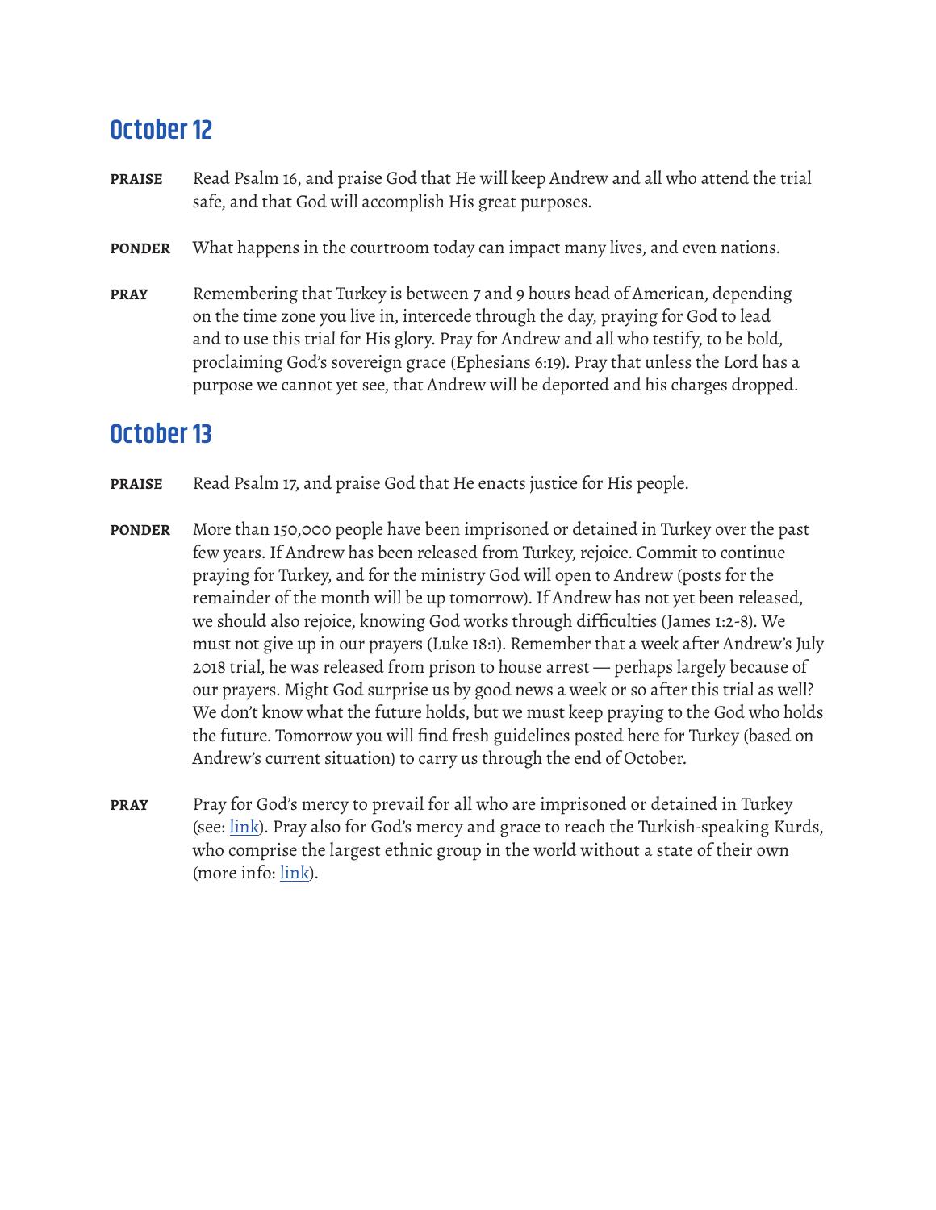## October 12

**PRAISE** Read Psalm 16, and praise God that He will keep Andrew and all who attend the trial safe, and that God will accomplish His great purposes.

**PONDER** What happens in the courtroom today can impact many lives, and even nations.

**PRAY** Remembering that Turkey is between 7 and 9 hours head of American, depending on the time zone you live in, intercede through the day, praying for God to lead and to use this trial for His glory. Pray for Andrew and all who testify, to be bold, proclaiming God's sovereign grace (Ephesians 6:19). Pray that unless the Lord has a purpose we cannot yet see, that Andrew will be deported and his charges dropped.

## October 13

**PRAISE** Read Psalm 17, and praise God that He enacts justice for His people.

**PONDER** More than 150,000 people have been imprisoned or detained in Turkey over the past few years. If Andrew has been released from Turkey, rejoice. Commit to continue praying for Turkey, and for the ministry God will open to Andrew (posts for the remainder of the month will be up tomorrow). If Andrew has not yet been released, we should also rejoice, knowing God works through difficulties (James 1:2-8). We must not give up in our prayers (Luke 18:1). Remember that a week after Andrew's July 2018 trial, he was released from prison to house arrest — perhaps largely because of our prayers. Might God surprise us by good news a week or so after this trial as well? We don't know what the future holds, but we must keep praying to the God who holds the future. Tomorrow you will find fresh guidelines posted here for Turkey (based on Andrew's current situation) to carry us through the end of October.

**PRAY** Pray for God's mercy to prevail for all who are imprisoned or detained in Turkey (see: link). Pray also for God's mercy and grace to reach the Turkish-speaking Kurds, who comprise the largest ethnic group in the world without a state of their own (more info: link).